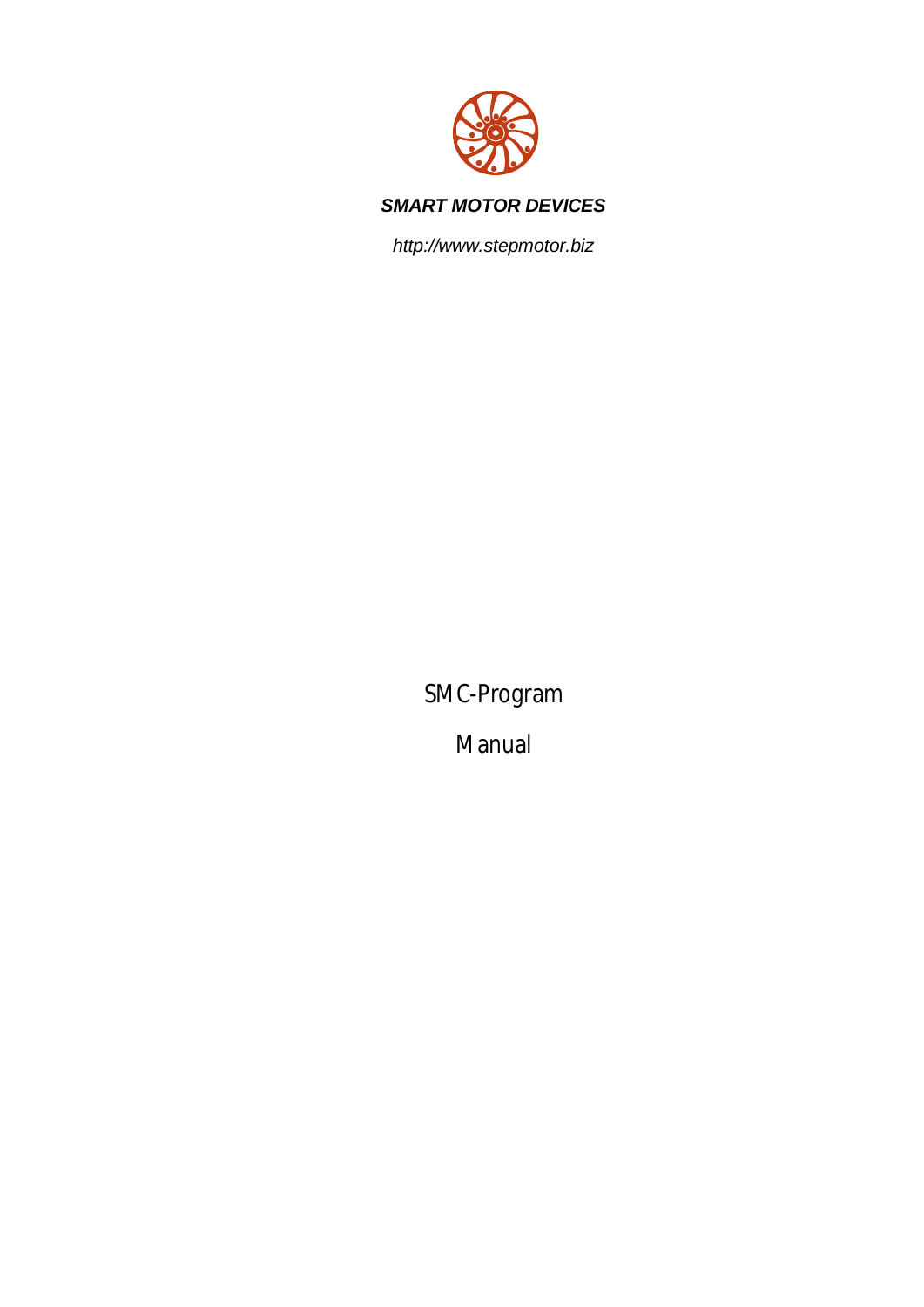***SMART MOTOR DEVICES***

*http://www.stepmotor.biz*

# SMC-Program

# Manual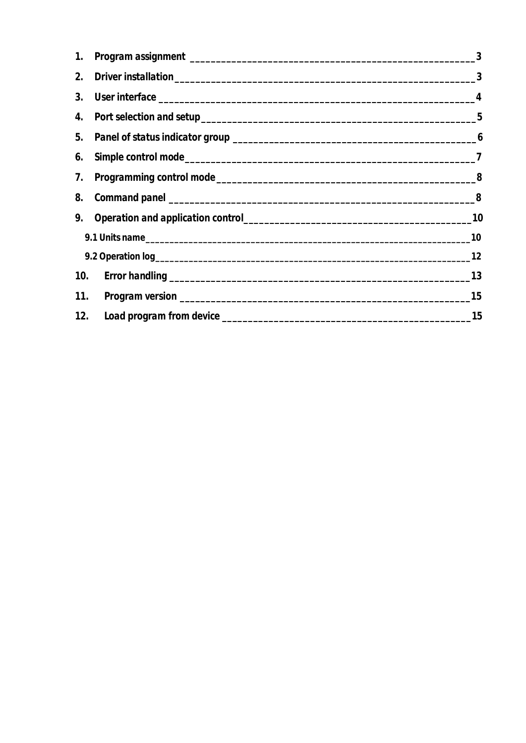1. Program assignment ______________________________________________________ 3
2. Driver installation______________________________________________________ 3
3. User interface __________________________________________________________ 4
4. Port selection and setup__________________________________________________ 5
5. Panel of status indicator group ____________________________________________ 6
6. Simple control mode______________________________________________________ 7
7. Programming control mode _________________________________________________ 8
8. Command panel __________________________________________________________ 8
9. Operation and application control___________________________________________ 10
   - 9.1 Units name________________________________________________________ 10
   - 9.2 Operation log______________________________________________________ 12
10. Error handling _________________________________________________________ 13
11. Program version _______________________________________________________ 15
12. Load program from device ________________________________________________ 15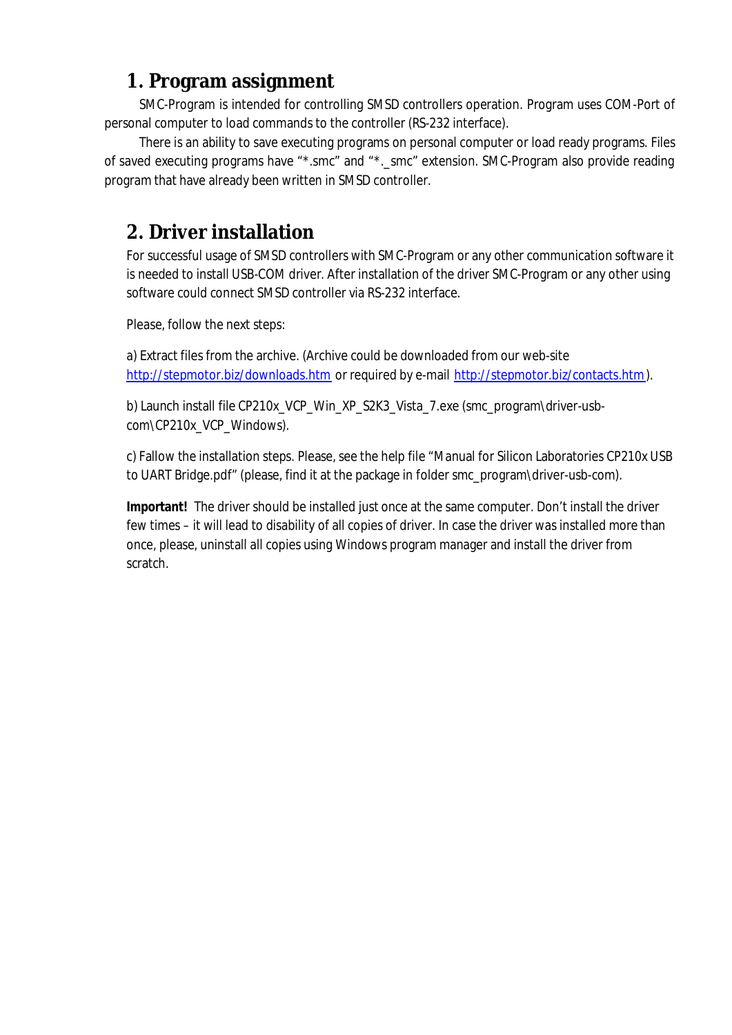# 1. Program assignment

SMC-Program is intended for controlling SMSD controllers operation. Program uses COM-Port of personal computer to load commands to the controller (RS-232 interface).

There is an ability to save executing programs on personal computer or load ready programs. Files of saved executing programs have "*.smc" and "*._smc" extension. SMC-Program also provide reading program that have already been written in SMSD controller.

# 2. Driver installation

For successful usage of SMSD controllers with SMC-Program or any other communication software it is needed to install USB-COM driver. After installation of the driver SMC-Program or any other using software could connect SMSD controller via RS-232 interface.

Please, follow the next steps:

a) Extract files from the archive. (Archive could be downloaded from our web-site http://stepmotor.biz/downloads.htm or required by e-mail http://stepmotor.biz/contacts.htm).

b) Launch install file CP210x_VCP_Win_XP_S2K3_Vista_7.exe (smc_program\driver-usb-com\CP210x_VCP_Windows).

c) Fallow the installation steps. Please, see the help file "Manual for Silicon Laboratories CP210x USB to UART Bridge.pdf" (please, find it at the package in folder smc_program\driver-usb-com).

**Important!** The driver should be installed just once at the same computer. Don't install the driver few times – it will lead to disability of all copies of driver. In case the driver was installed more than once, please, uninstall all copies using Windows program manager and install the driver from scratch.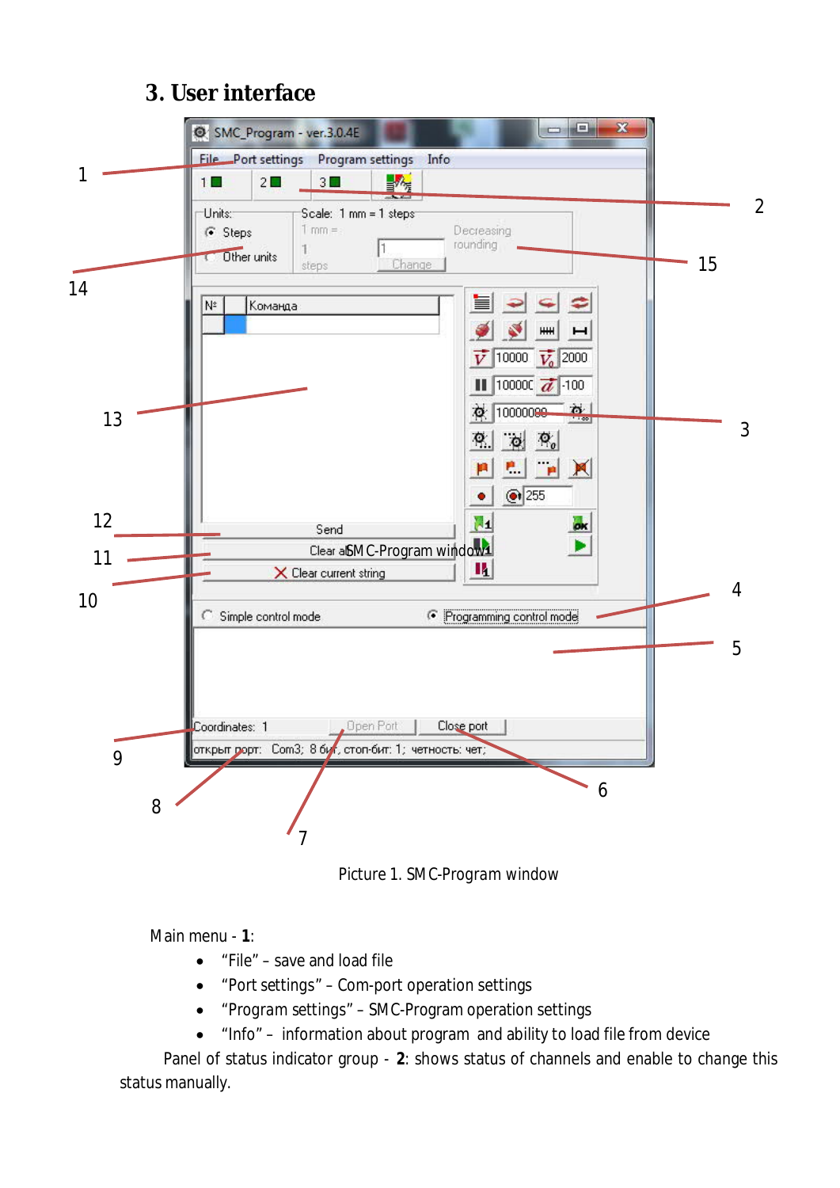# 3. User interface

Picture 1. SMC-Program window

Main menu - **1**:

- “File” – save and load file
- “Port settings” – Com-port operation settings
- “Program settings” – SMC-Program operation settings
- “Info” – information about program and ability to load file from device

Panel of status indicator group - **2**: shows status of channels and enable to change this status manually.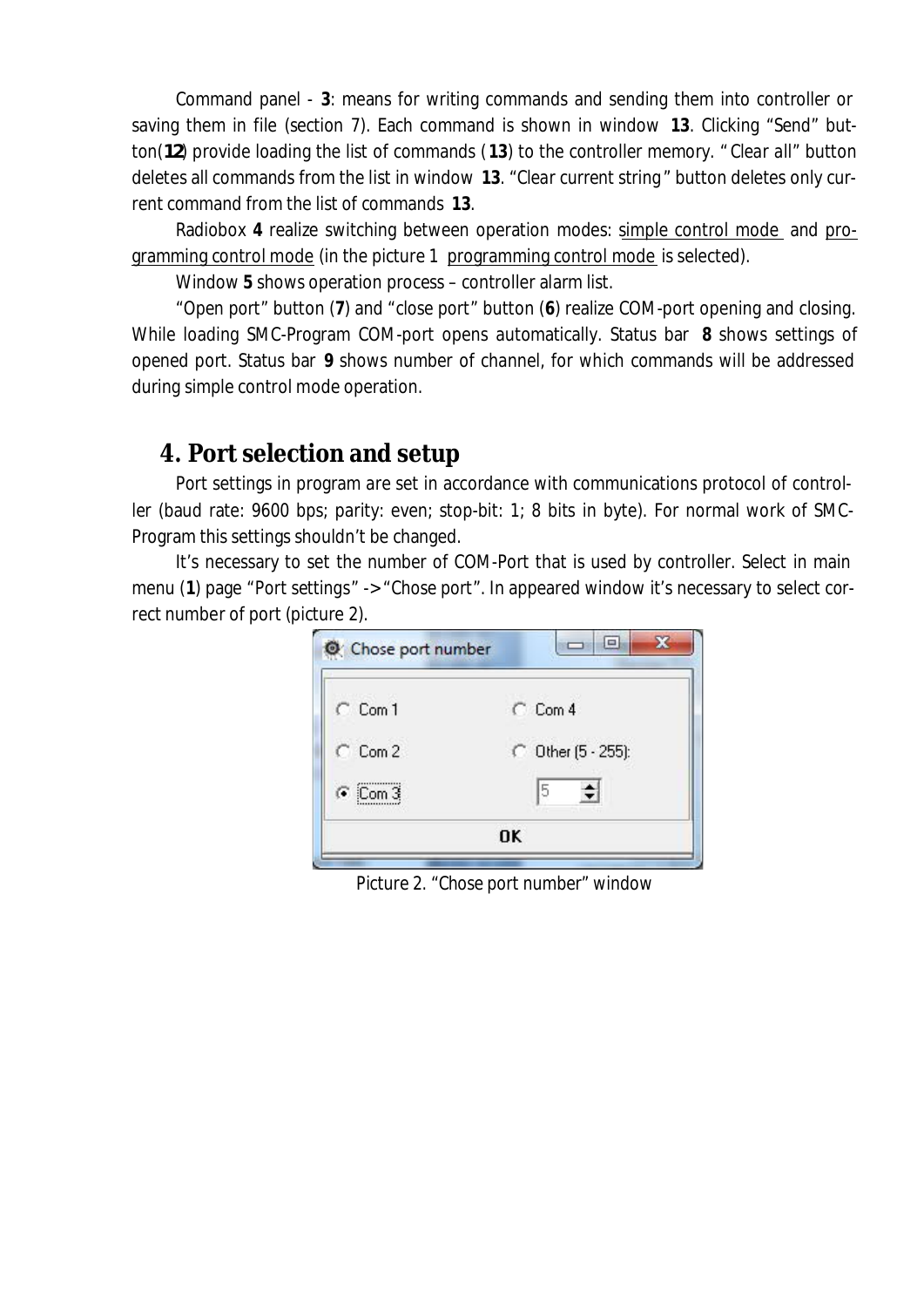Command panel - **3**: means for writing commands and sending them into controller or saving them in file (section 7). Each command is shown in window **13**. Clicking "Send" button(**12**) provide loading the list of commands (**13**) to the controller memory. "Clear all" button deletes all commands from the list in window **13**. "Clear current string" button deletes only current command from the list of commands **13**.

Radiobox **4** realize switching between operation modes: simple control mode and programming control mode (in the picture 1 programming control mode is selected).

Window **5** shows operation process – controller alarm list.

"Open port" button (**7**) and "close port" button (**6**) realize COM-port opening and closing. While loading SMC-Program COM-port opens automatically. Status bar **8** shows settings of opened port. Status bar **9** shows number of channel, for which commands will be addressed during simple control mode operation.

## 4. Port selection and setup

Port settings in program are set in accordance with communications protocol of controller (baud rate: 9600 bps; parity: even; stop-bit: 1; 8 bits in byte). For normal work of SMC-Program this settings shouldn't be changed.

It's necessary to set the number of COM-Port that is used by controller. Select in main menu (**1**) page "Port settings" -> "Chose port". In appeared window it's necessary to select correct number of port (picture 2).

Picture 2. "Chose port number" window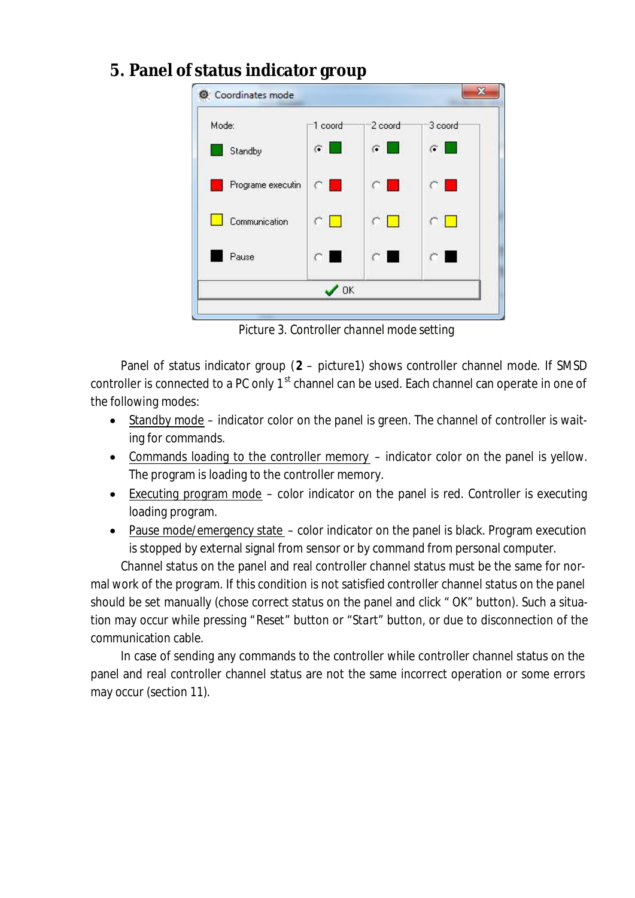## 5. Panel of status indicator group

Picture 3. Controller channel mode setting

Panel of status indicator group (**2** – picture1) shows controller channel mode. If SMSD controller is connected to a PC only 1st channel can be used. Each channel can operate in one of the following modes:

- Standby mode – indicator color on the panel is green. The channel of controller is waiting for commands.
- Commands loading to the controller memory – indicator color on the panel is yellow. The program is loading to the controller memory.
- Executing program mode – color indicator on the panel is red. Controller is executing loading program.
- Pause mode/emergency state – color indicator on the panel is black. Program execution is stopped by external signal from sensor or by command from personal computer.

Channel status on the panel and real controller channel status must be the same for normal work of the program. If this condition is not satisfied controller channel status on the panel should be set manually (chose correct status on the panel and click " OK" button). Such a situation may occur while pressing "Reset" button or "Start" button, or due to disconnection of the communication cable.

In case of sending any commands to the controller while controller channel status on the panel and real controller channel status are not the same incorrect operation or some errors may occur (section 11).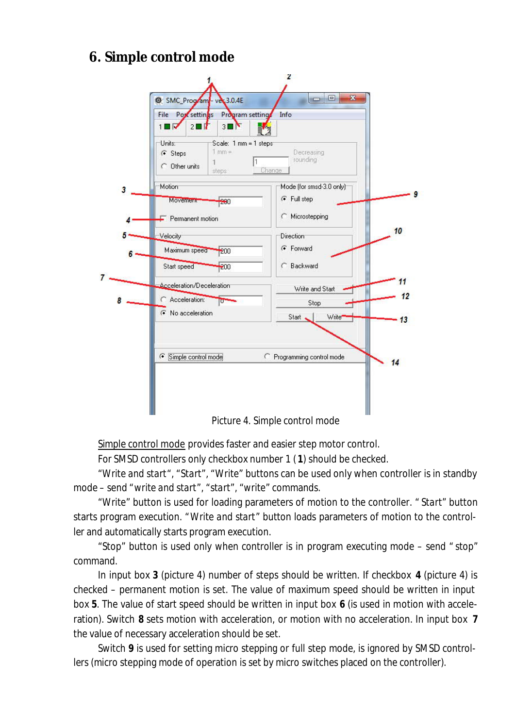# 6. Simple control mode

Picture 4. Simple control mode

Simple control mode provides faster and easier step motor control.

For SMSD controllers only checkbox number 1 (**1**) should be checked.

"Write and start", "Start", "Write" buttons can be used only when controller is in standby mode – send "write and start", "start", "write" commands.

"Write" button is used for loading parameters of motion to the controller. "Start" button starts program execution. "Write and Start" button loads parameters of motion to the controller and automatically starts program execution.

"Stop" button is used only when controller is in program executing mode – send "stop" command.

In input box **3** (picture 4) number of steps should be written. If checkbox **4** (picture 4) is checked – permanent motion is set. The value of maximum speed should be written in input box **5**. The value of start speed should be written in input box **6** (is used in motion with acceleration). Switch **8** sets motion with acceleration, or motion with no acceleration. In input box **7** the value of necessary acceleration should be set.

Switch **9** is used for setting micro stepping or full step mode, is ignored by SMSD controllers (micro stepping mode of operation is set by micro switches placed on the controller).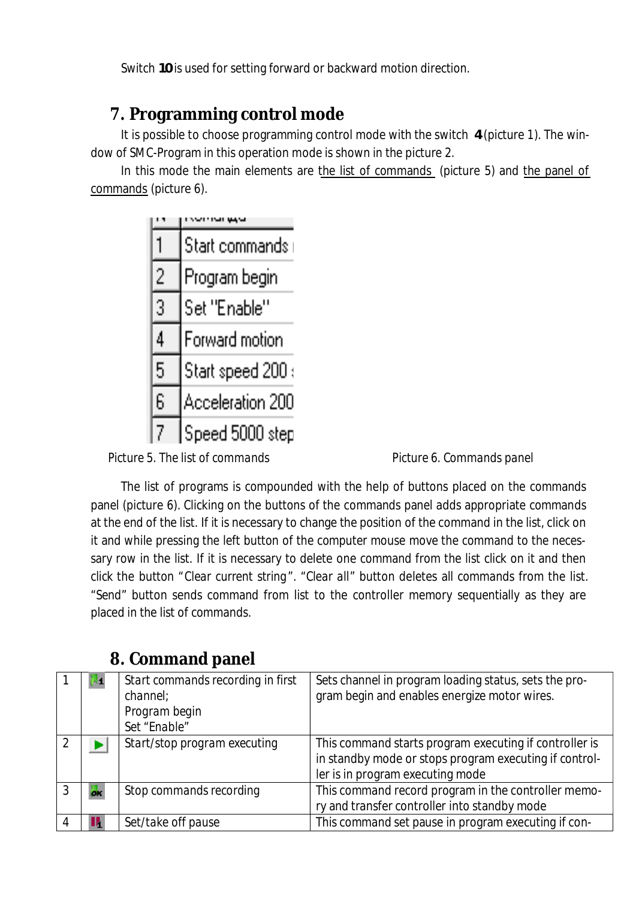Switch **10** is used for setting forward or backward motion direction.

## 7. Programming control mode

It is possible to choose programming control mode with the switch **4** (picture 1). The window of SMC-Program in this operation mode is shown in the picture 2.

In this mode the main elements are the list of commands (picture 5) and the panel of commands (picture 6).

| N | Команда |
|---|---|
| 1 | Start commands |
| 2 | Program begin |
| 3 | Set "Enable" |
| 4 | Forward motion |
| 5 | Start speed 200 |
| 6 | Acceleration 200 |
| 7 | Speed 5000 step |

*Picture 5. The list of commands*

*Picture 6. Commands panel*

The list of programs is compounded with the help of buttons placed on the commands panel (picture 6). Clicking on the buttons of the commands panel adds appropriate commands at the end of the list. If it is necessary to change the position of the command in the list, click on it and while pressing the left button of the computer mouse move the command to the necessary row in the list. If it is necessary to delete one command from the list click on it and then click the button "Clear current string". "Clear all" button deletes all commands from the list. "Send" button sends command from list to the controller memory sequentially as they are placed in the list of commands.

## 8. Command panel

| | | | |
|---|---|---|---|
| 1 | | Start commands recording in first channel;<br>Program begin<br>Set "Enable" | Sets channel in program loading status, sets the program begin and enables energize motor wires. |
| 2 | | Start/stop program executing | This command starts program executing if controller is in standby mode or stops program executing if controller is in program executing mode |
| 3 | | Stop commands recording | This command record program in the controller memory and transfer controller into standby mode |
| 4 | | Set/take off pause | This command set pause in program executing if con- |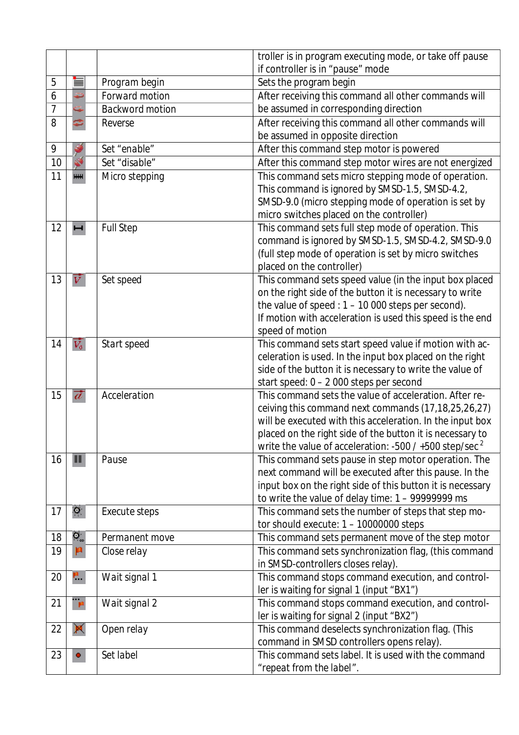| | | | |
|---|---|---|---|
| | | | troller is in program executing mode, or take off pause if controller is in "pause" mode |
| 5 | | Program begin | Sets the program begin |
| 6 | | Forward motion | After receiving this command all other commands will be assumed in corresponding direction |
| 7 | | Backword motion | |
| 8 | | Reverse | After receiving this command all other commands will be assumed in opposite direction |
| 9 | | Set "enable" | After this command step motor is powered |
| 10 | | Set "disable" | After this command step motor wires are not energized |
| 11 | | Micro stepping | This command sets micro stepping mode of operation. This command is ignored by SMSD-1.5, SMSD-4.2, SMSD-9.0 (micro stepping mode of operation is set by micro switches placed on the controller) |
| 12 | | Full Step | This command sets full step mode of operation. This command is ignored by SMSD-1.5, SMSD-4.2, SMSD-9.0 (full step mode of operation is set by micro switches placed on the controller) |
| 13 | | Set speed | This command sets speed value (in the input box placed on the right side of the button it is necessary to write the value of speed : 1 – 10 000 steps per second). If motion with acceleration is used this speed is the end speed of motion |
| 14 | | Start speed | This command sets start speed value if motion with acceleration is used. In the input box placed on the right side of the button it is necessary to write the value of start speed: 0 – 2 000 steps per second |
| 15 | | Acceleration | This command sets the value of acceleration. After receiving this command next commands (17,18,25,26,27) will be executed with this acceleration. In the input box placed on the right side of the button it is necessary to write the value of acceleration: -500 / +500 step/sec $^2$ |
| 16 | | Pause | This command sets pause in step motor operation. The next command will be executed after this pause. In the input box on the right side of this button it is necessary to write the value of delay time: 1 – 99999999 ms |
| 17 | | Execute steps | This command sets the number of steps that step motor should execute: 1 – 10000000 steps |
| 18 | | Permanent move | This command sets permanent move of the step motor |
| 19 | | Close relay | This command sets synchronization flag, (this command in SMSD-controllers closes relay). |
| 20 | | Wait signal 1 | This command stops command execution, and controller is waiting for signal 1 (input "BX1") |
| 21 | | Wait signal 2 | This command stops command execution, and controller is waiting for signal 2 (input "BX2") |
| 22 | | Open relay | This command deselects synchronization flag. (This command in SMSD controllers opens relay). |
| 23 | | Set label | This command sets label. It is used with the command "repeat from the label". |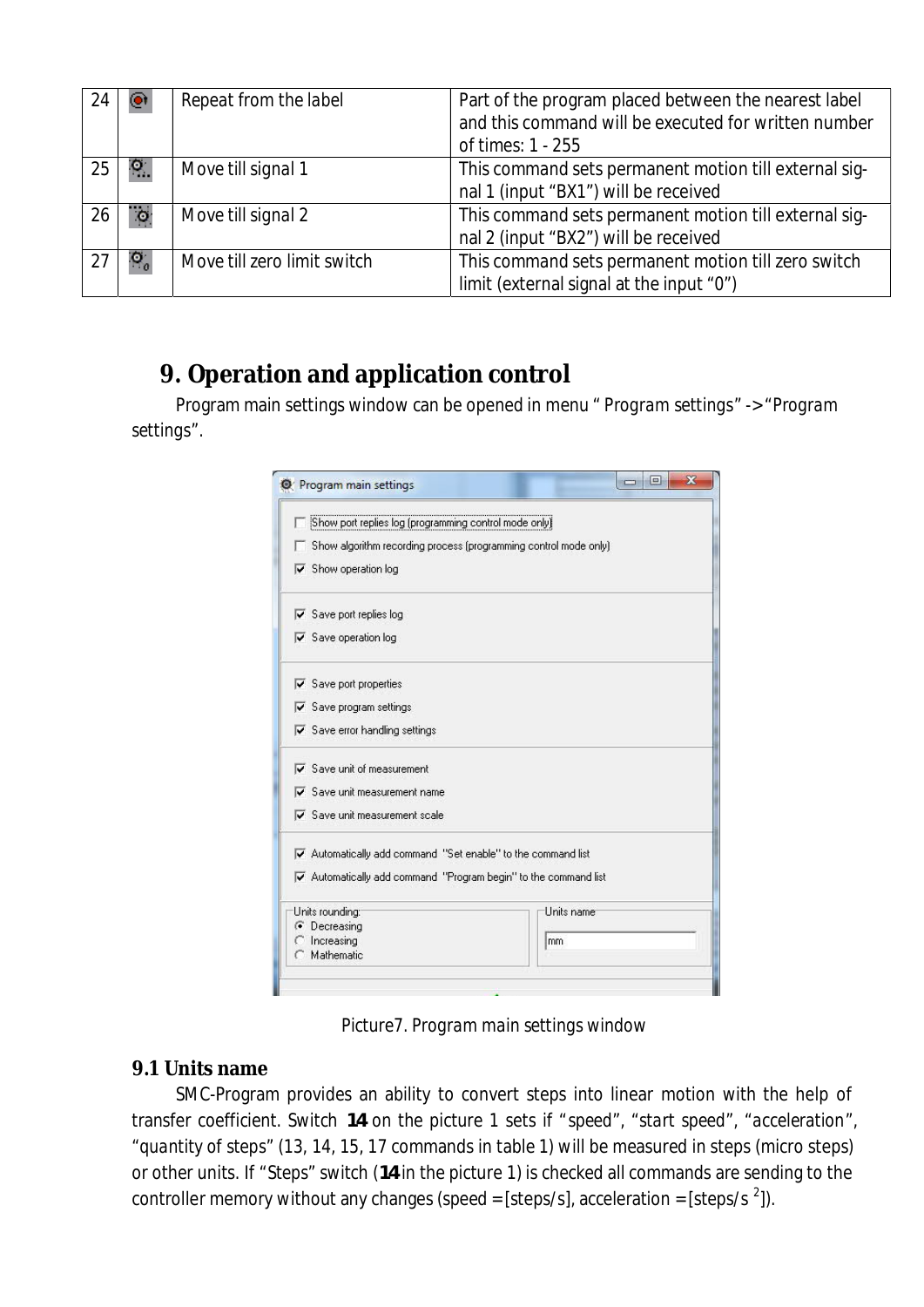| 24 | | Repeat from the label | Part of the program placed between the nearest label and this command will be executed for written number of times: 1 - 255 |
|---|---|---|---|
| 25 | | Move till signal 1 | This command sets permanent motion till external signal 1 (input “BX1”) will be received |
| 26 | | Move till signal 2 | This command sets permanent motion till external signal 2 (input “BX2”) will be received |
| 27 | | Move till zero limit switch | This command sets permanent motion till zero switch limit (external signal at the input “0”) |

## 9. Operation and application control

Program main settings window can be opened in menu “ Program settings” -> “Program settings”.

Picture7. Program main settings window

### 9.1 Units name

SMC-Program provides an ability to convert steps into linear motion with the help of transfer coefficient. Switch **14** on the picture 1 sets if “speed”, “start speed”, “acceleration”, “quantity of steps” (13, 14, 15, 17 commands in table 1) will be measured in steps (micro steps) or other units. If “Steps” switch (**14** in the picture 1) is checked all commands are sending to the controller memory without any changes (speed = [steps/s], acceleration = [steps/s $^2$]).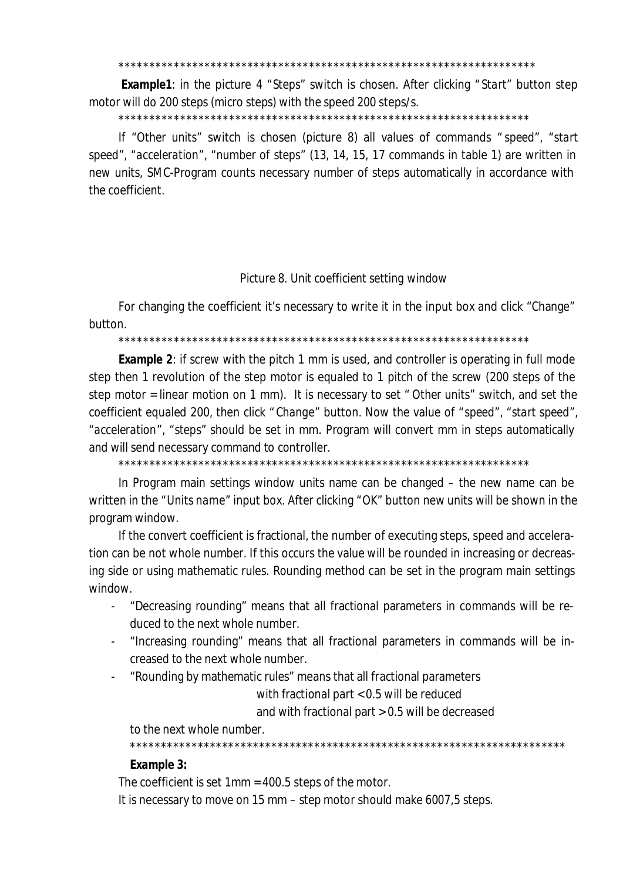*******************************************************************

**Example1**: in the picture 4 "Steps" switch is chosen. After clicking "Start" button step motor will do 200 steps (micro steps) with the speed 200 steps/s.

*******************************************************************

If "Other units" switch is chosen (picture 8) all values of commands "speed", "start speed", "acceleration", "number of steps" (13, 14, 15, 17 commands in table 1) are written in new units, SMC-Program counts necessary number of steps automatically in accordance with the coefficient.

Picture 8. Unit coefficient setting window

For changing the coefficient it's necessary to write it in the input box and click "Change" button.

*******************************************************************

**Example 2**: if screw with the pitch 1 mm is used, and controller is operating in full mode step then 1 revolution of the step motor is equaled to 1 pitch of the screw (200 steps of the step motor = linear motion on 1 mm). It is necessary to set "Other units" switch, and set the coefficient equaled 200, then click "Change" button. Now the value of "speed", "start speed", "acceleration", "steps" should be set in mm. Program will convert mm in steps automatically and will send necessary command to controller.

*******************************************************************

In Program main settings window units name can be changed – the new name can be written in the "Units name" input box. After clicking "OK" button new units will be shown in the program window.

If the convert coefficient is fractional, the number of executing steps, speed and acceleration can be not whole number. If this occurs the value will be rounded in increasing or decreasing side or using mathematic rules. Rounding method can be set in the program main settings window.

- "Decreasing rounding" means that all fractional parameters in commands will be reduced to the next whole number.
- "Increasing rounding" means that all fractional parameters in commands will be increased to the next whole number.
- "Rounding by mathematic rules" means that all fractional parameters
  with fractional part < 0.5 will be reduced
  and with fractional part > 0.5 will be decreased
  to the next whole number.

************************************************************************

**Example 3:**

The coefficient is set 1mm = 400.5 steps of the motor.

It is necessary to move on 15 mm – step motor should make 6007,5 steps.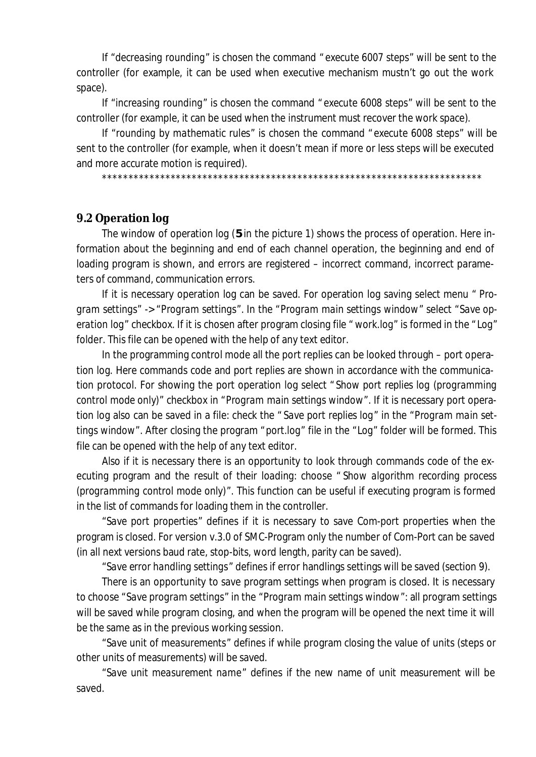If “decreasing rounding” is chosen the command “execute 6007 steps” will be sent to the controller (for example, it can be used when executive mechanism mustn’t go out the work space).

If “increasing rounding” is chosen the command “execute 6008 steps” will be sent to the controller (for example, it can be used when the instrument must recover the work space).

If “rounding by mathematic rules” is chosen the command “execute 6008 steps” will be sent to the controller (for example, when it doesn’t mean if more or less steps will be executed and more accurate motion is required).

*************************************************************************

## 9.2 Operation log

The window of operation log (**5** in the picture 1) shows the process of operation. Here information about the beginning and end of each channel operation, the beginning and end of loading program is shown, and errors are registered – incorrect command, incorrect parameters of command, communication errors.

If it is necessary operation log can be saved. For operation log saving select menu “Program settings” -> “Program settings”. In the “Program main settings window” select “Save operation log” checkbox. If it is chosen after program closing file “work.log” is formed in the “Log” folder. This file can be opened with the help of any text editor.

In the programming control mode all the port replies can be looked through – port operation log. Here commands code and port replies are shown in accordance with the communication protocol. For showing the port operation log select “Show port replies log (programming control mode only)” checkbox in “Program main settings window”. If it is necessary port operation log also can be saved in a file: check the “Save port replies log” in the “Program main settings window”. After closing the program “port.log” file in the “Log” folder will be formed. This file can be opened with the help of any text editor.

Also if it is necessary there is an opportunity to look through commands code of the executing program and the result of their loading: choose “Show algorithm recording process (programming control mode only)”. This function can be useful if executing program is formed in the list of commands for loading them in the controller.

“Save port properties” defines if it is necessary to save Com-port properties when the program is closed. For version v.3.0 of SMC-Program only the number of Com-Port can be saved (in all next versions baud rate, stop-bits, word length, parity can be saved).

“Save error handling settings” defines if error handlings settings will be saved (section 9).

There is an opportunity to save program settings when program is closed. It is necessary to choose “Save program settings” in the “Program main settings window”: all program settings will be saved while program closing, and when the program will be opened the next time it will be the same as in the previous working session.

“Save unit of measurements” defines if while program closing the value of units (steps or other units of measurements) will be saved.

“Save unit measurement name” defines if the new name of unit measurement will be saved.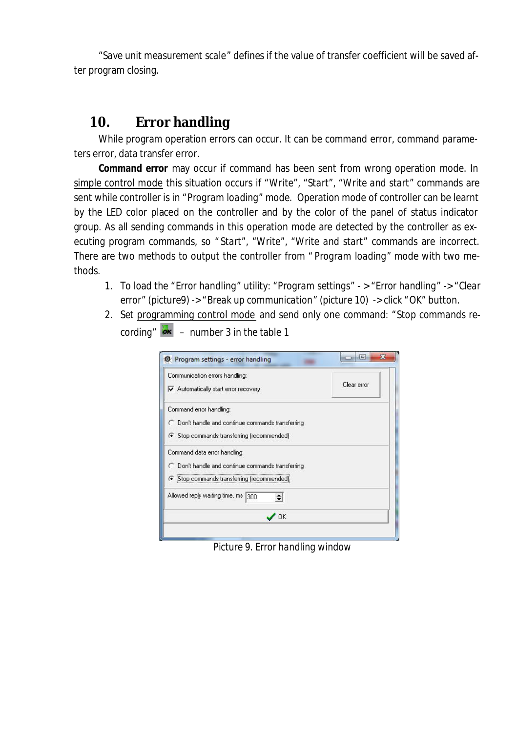"Save unit measurement scale" defines if the value of transfer coefficient will be saved after program closing.

## 10. Error handling

While program operation errors can occur. It can be command error, command parameters error, data transfer error.

**Command error** may occur if command has been sent from wrong operation mode. In simple control mode this situation occurs if "Write", "Start", "Write and start" commands are sent while controller is in "Program loading" mode. Operation mode of controller can be learnt by the LED color placed on the controller and by the color of the panel of status indicator group. As all sending commands in this operation mode are detected by the controller as executing program commands, so "Start", "Write", "Write and start" commands are incorrect. There are two methods to output the controller from "Program loading" mode with two methods.

1. To load the "Error handling" utility: "Program settings" - > "Error handling" -> "Clear error" (picture9) -> "Break up communication" (picture 10) -> click "OK" button.
2. Set programming control mode and send only one command: "Stop commands recording" – number 3 in the table 1

Picture 9. Error handling window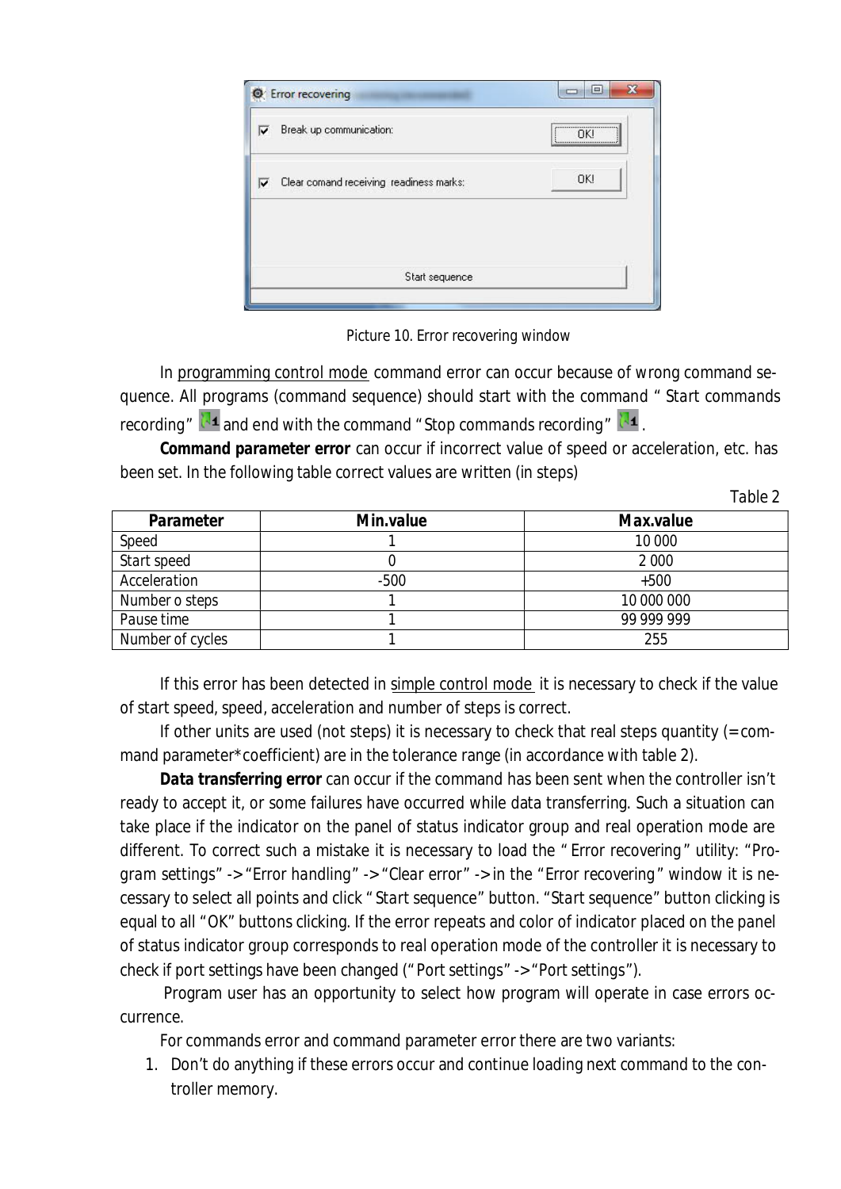Picture 10. Error recovering window

In programming control mode command error can occur because of wrong command sequence. All programs (command sequence) should start with the command " Start commands recording" and end with the command "Stop commands recording" .

**Command parameter error** can occur if incorrect value of speed or acceleration, etc. has been set. In the following table correct values are written (in steps)

Table 2

| Parameter | Min.value | Max.value |
|---|---|---|
| Speed | 1 | 10 000 |
| Start speed | 0 | 2 000 |
| Acceleration | -500 | +500 |
| Number o steps | 1 | 10 000 000 |
| Pause time | 1 | 99 999 999 |
| Number of cycles | 1 | 255 |

If this error has been detected in simple control mode it is necessary to check if the value of start speed, speed, acceleration and number of steps is correct.

If other units are used (not steps) it is necessary to check that real steps quantity (=command parameter*coefficient) are in the tolerance range (in accordance with table 2).

**Data transferring error** can occur if the command has been sent when the controller isn't ready to accept it, or some failures have occurred while data transferring. Such a situation can take place if the indicator on the panel of status indicator group and real operation mode are different. To correct such a mistake it is necessary to load the " Error recovering" utility: "Program settings" -> "Error handling" -> "Clear error" -> in the "Error recovering" window it is necessary to select all points and click " Start sequence" button. "Start sequence" button clicking is equal to all "OK" buttons clicking. If the error repeats and color of indicator placed on the panel of status indicator group corresponds to real operation mode of the controller it is necessary to check if port settings have been changed ("Port settings" -> "Port settings").

Program user has an opportunity to select how program will operate in case errors occurrence.

For commands error and command parameter error there are two variants:

1. Don't do anything if these errors occur and continue loading next command to the controller memory.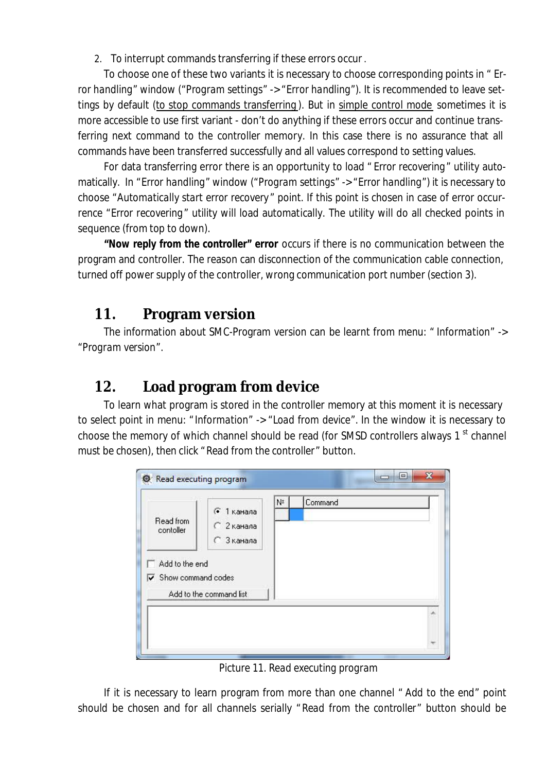2. To interrupt commands transferring if these errors occur.

To choose one of these two variants it is necessary to choose corresponding points in "Error handling" window ("Program settings" -> "Error handling"). It is recommended to leave settings by default (to stop commands transferring). But in simple control mode sometimes it is more accessible to use first variant - don't do anything if these errors occur and continue transferring next command to the controller memory. In this case there is no assurance that all commands have been transferred successfully and all values correspond to setting values.

For data transferring error there is an opportunity to load "Error recovering" utility automatically. In "Error handling" window ("Program settings" -> "Error handling") it is necessary to choose "Automatically start error recovery" point. If this point is chosen in case of error occurrence "Error recovering" utility will load automatically. The utility will do all checked points in sequence (from top to down).

**"Now reply from the controller" error** occurs if there is no communication between the program and controller. The reason can disconnection of the communication cable connection, turned off power supply of the controller, wrong communication port number (section 3).

# 11. Program version

The information about SMC-Program version can be learnt from menu: "Information" -> "Program version".

# 12. Load program from device

To learn what program is stored in the controller memory at this moment it is necessary to select point in menu: "Information" -> "Load from device". In the window it is necessary to choose the memory of which channel should be read (for SMSD controllers always 1st channel must be chosen), then click "Read from the controller" button.

Picture 11. Read executing program

If it is necessary to learn program from more than one channel "Add to the end" point should be chosen and for all channels serially "Read from the controller" button should be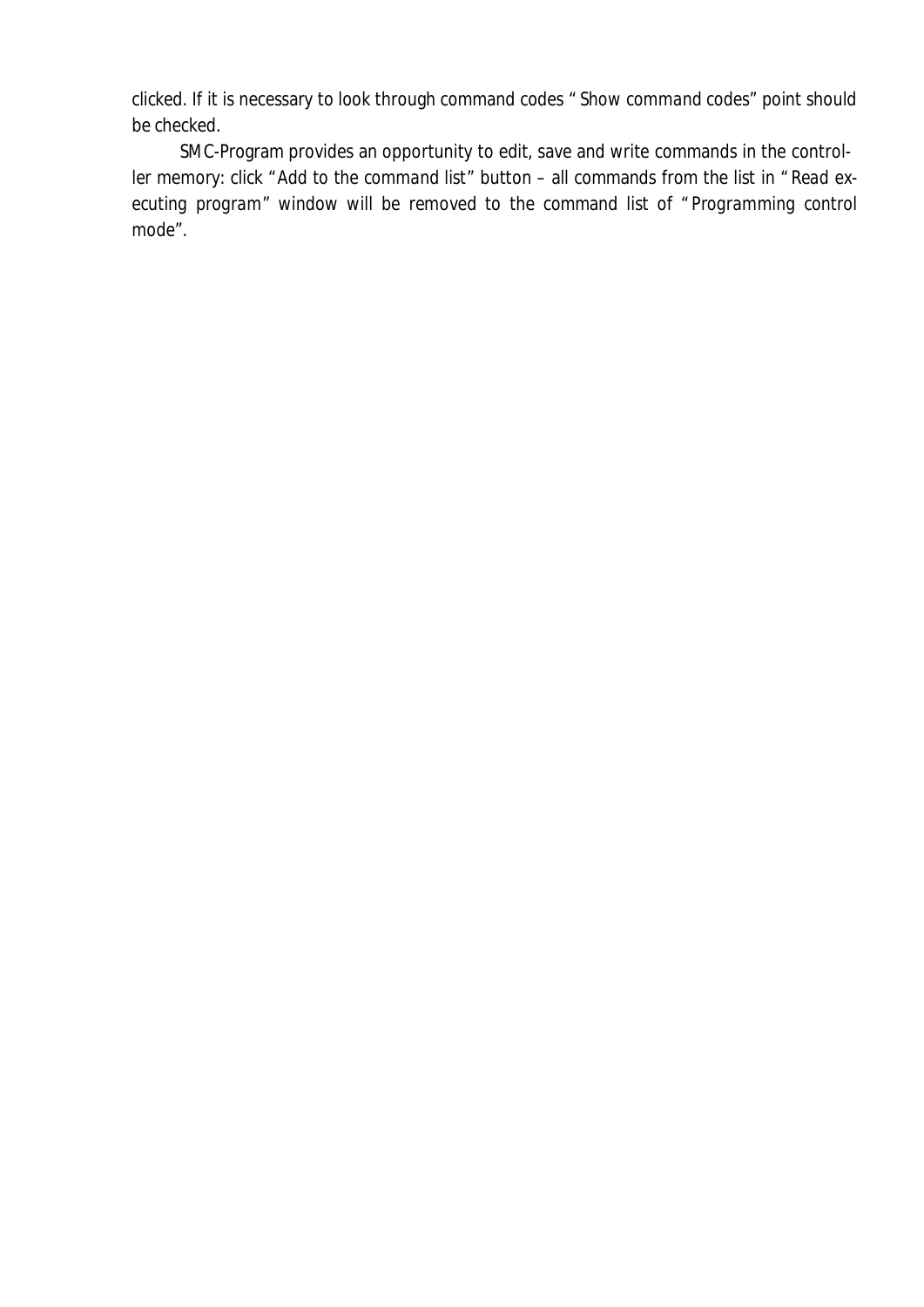clicked. If it is necessary to look through command codes "Show command codes" point should be checked.

SMC-Program provides an opportunity to edit, save and write commands in the controller memory: click "Add to the command list" button – all commands from the list in "Read executing program" window will be removed to the command list of "Programming control mode".